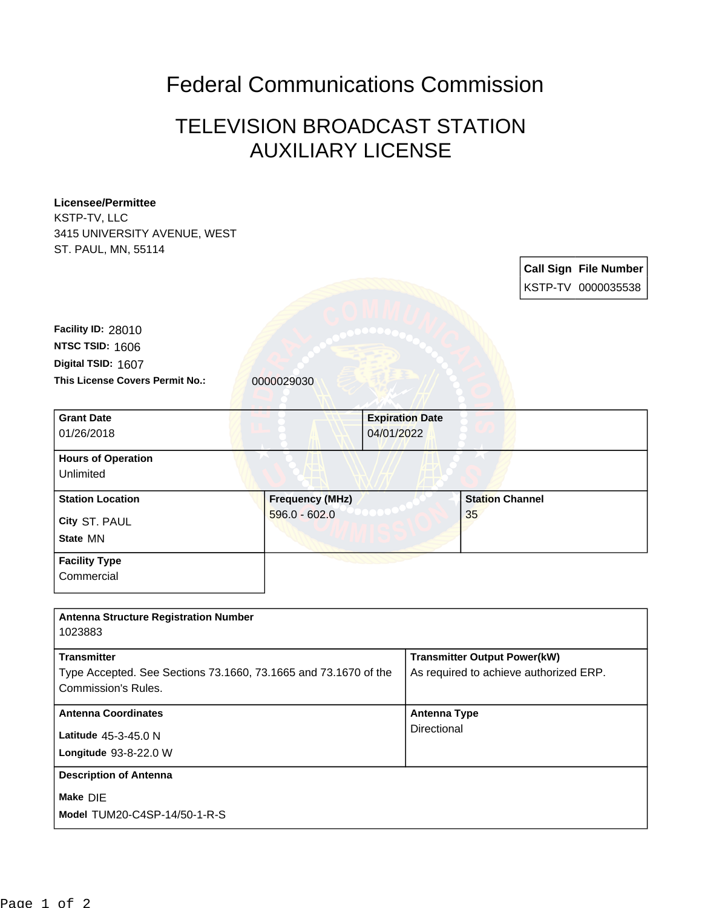# Federal Communications Commission

## TELEVISION BROADCAST STATION AUXILIARY LICENSE

**Licensee/Permittee**
KSTP-TV, LLC
3415 UNIVERSITY AVENUE, WEST
ST. PAUL, MN, 55114

| Call Sign | File Number |
|---|---|
| KSTP-TV | 0000035538 |

**Facility ID:** 28010
**NTSC TSID:** 1606
**Digital TSID:** 1607
**This License Covers Permit No.:** 0000029030

| Grant Date | Expiration Date |
|---|---|
| 01/26/2018 | 04/01/2022 |

**Hours of Operation**
Unlimited

| Station Location | Frequency (MHz) | Station Channel |
|---|---|---|
| City ST. PAUL<br>State MN | 596.0 - 602.0 | 35 |

**Facility Type**
Commercial

**Antenna Structure Registration Number**
1023883

| Transmitter | Transmitter Output Power(kW) |
|---|---|
| Type Accepted. See Sections 73.1660, 73.1665 and 73.1670 of the Commission's Rules. | As required to achieve authorized ERP. |

| Antenna Coordinates | Antenna Type |
|---|---|
| Latitude 45-3-45.0 N<br>Longitude 93-8-22.0 W | Directional |

**Description of Antenna**
**Make** DIE
**Model** TUM20-C4SP-14/50-1-R-S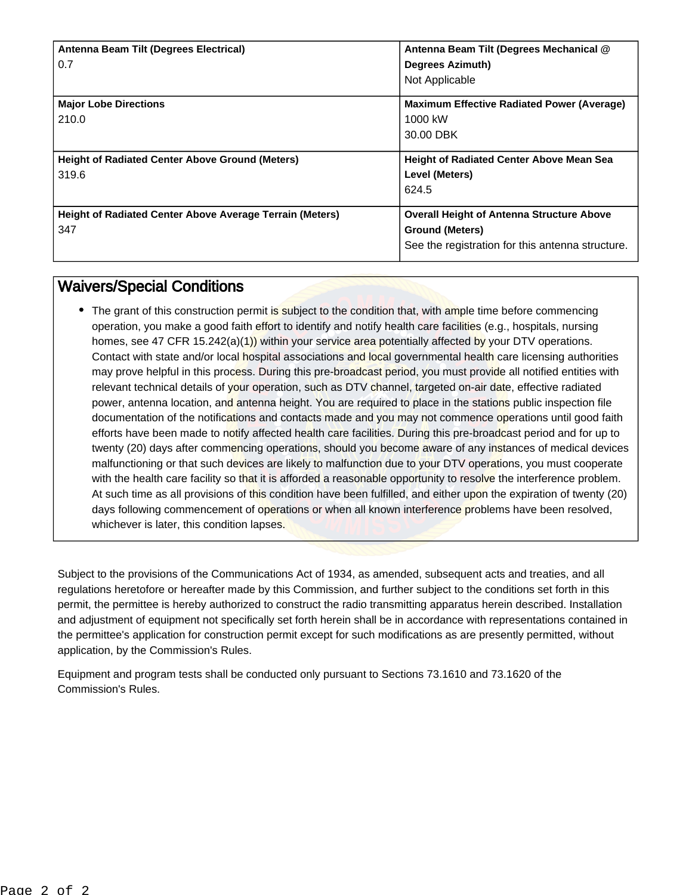| | |
|---|---|
| **Antenna Beam Tilt (Degrees Electrical)**<br>0.7 | **Antenna Beam Tilt (Degrees Mechanical @ Degrees Azimuth)**<br>Not Applicable |
| **Major Lobe Directions**<br>210.0 | **Maximum Effective Radiated Power (Average)**<br>1000 kW<br>30.00 DBK |
| **Height of Radiated Center Above Ground (Meters)**<br>319.6 | **Height of Radiated Center Above Mean Sea Level (Meters)**<br>624.5 |
| **Height of Radiated Center Above Average Terrain (Meters)**<br>347 | **Overall Height of Antenna Structure Above Ground (Meters)**<br>See the registration for this antenna structure. |

## Waivers/Special Conditions

- The grant of this construction permit is subject to the condition that, with ample time before commencing operation, you make a good faith effort to identify and notify health care facilities (e.g., hospitals, nursing homes, see 47 CFR 15.242(a)(1)) within your service area potentially affected by your DTV operations. Contact with state and/or local hospital associations and local governmental health care licensing authorities may prove helpful in this process. During this pre-broadcast period, you must provide all notified entities with relevant technical details of your operation, such as DTV channel, targeted on-air date, effective radiated power, antenna location, and antenna height. You are required to place in the stations public inspection file documentation of the notifications and contacts made and you may not commence operations until good faith efforts have been made to notify affected health care facilities. During this pre-broadcast period and for up to twenty (20) days after commencing operations, should you become aware of any instances of medical devices malfunctioning or that such devices are likely to malfunction due to your DTV operations, you must cooperate with the health care facility so that it is afforded a reasonable opportunity to resolve the interference problem. At such time as all provisions of this condition have been fulfilled, and either upon the expiration of twenty (20) days following commencement of operations or when all known interference problems have been resolved, whichever is later, this condition lapses.

Subject to the provisions of the Communications Act of 1934, as amended, subsequent acts and treaties, and all regulations heretofore or hereafter made by this Commission, and further subject to the conditions set forth in this permit, the permittee is hereby authorized to construct the radio transmitting apparatus herein described. Installation and adjustment of equipment not specifically set forth herein shall be in accordance with representations contained in the permittee's application for construction permit except for such modifications as are presently permitted, without application, by the Commission's Rules.

Equipment and program tests shall be conducted only pursuant to Sections 73.1610 and 73.1620 of the Commission's Rules.